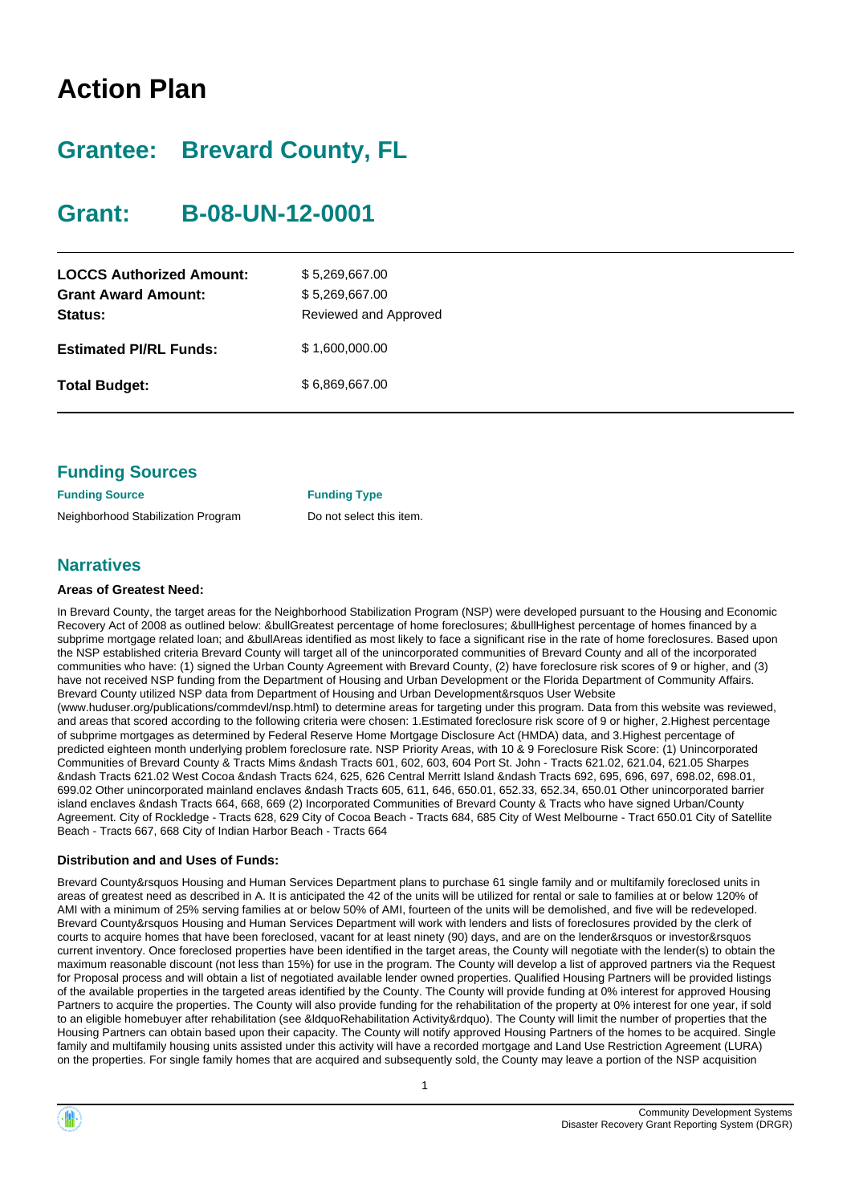# Action Plan

## Grantee: Brevard County, FL

## Grant: B-08-UN-12-0001

| | |
|---|---|
| **LOCCS Authorized Amount:** | $ 5,269,667.00 |
| **Grant Award Amount:** | $ 5,269,667.00 |
| **Status:** | Reviewed and Approved |
| **Estimated PI/RL Funds:** | $ 1,600,000.00 |
| **Total Budget:** | $ 6,869,667.00 |

## Funding Sources

| Funding Source | Funding Type |
|---|---|
| Neighborhood Stabilization Program | Do not select this item. |

## Narratives

### Areas of Greatest Need:

In Brevard County, the target areas for the Neighborhood Stabilization Program (NSP) were developed pursuant to the Housing and Economic Recovery Act of 2008 as outlined below: &bullGreatest percentage of home foreclosures; &bullHighest percentage of homes financed by a subprime mortgage related loan; and &bullAreas identified as most likely to face a significant rise in the rate of home foreclosures. Based upon the NSP established criteria Brevard County will target all of the unincorporated communities of Brevard County and all of the incorporated communities who have: (1) signed the Urban County Agreement with Brevard County, (2) have foreclosure risk scores of 9 or higher, and (3) have not received NSP funding from the Department of Housing and Urban Development or the Florida Department of Community Affairs. Brevard County utilized NSP data from Department of Housing and Urban Development&rsquos User Website (www.huduser.org/publications/commdevl/nsp.html) to determine areas for targeting under this program. Data from this website was reviewed, and areas that scored according to the following criteria were chosen: 1.Estimated foreclosure risk score of 9 or higher, 2.Highest percentage of subprime mortgages as determined by Federal Reserve Home Mortgage Disclosure Act (HMDA) data, and 3.Highest percentage of predicted eighteen month underlying problem foreclosure rate. NSP Priority Areas, with 10 & 9 Foreclosure Risk Score: (1) Unincorporated Communities of Brevard County & Tracts Mims &ndash Tracts 601, 602, 603, 604 Port St. John - Tracts 621.02, 621.04, 621.05 Sharpes &ndash Tracts 621.02 West Cocoa &ndash Tracts 624, 625, 626 Central Merritt Island &ndash Tracts 692, 695, 696, 697, 698.02, 698.01, 699.02 Other unincorporated mainland enclaves &ndash Tracts 605, 611, 646, 650.01, 652.33, 652.34, 650.01 Other unincorporated barrier island enclaves &ndash Tracts 664, 668, 669 (2) Incorporated Communities of Brevard County & Tracts who have signed Urban/County Agreement. City of Rockledge - Tracts 628, 629 City of Cocoa Beach - Tracts 684, 685 City of West Melbourne - Tract 650.01 City of Satellite Beach - Tracts 667, 668 City of Indian Harbor Beach - Tracts 664

### Distribution and and Uses of Funds:

Brevard County&rsquos Housing and Human Services Department plans to purchase 61 single family and or multifamily foreclosed units in areas of greatest need as described in A. It is anticipated the 42 of the units will be utilized for rental or sale to families at or below 120% of AMI with a minimum of 25% serving families at or below 50% of AMI, fourteen of the units will be demolished, and five will be redeveloped. Brevard County&rsquos Housing and Human Services Department will work with lenders and lists of foreclosures provided by the clerk of courts to acquire homes that have been foreclosed, vacant for at least ninety (90) days, and are on the lender&rsquos or investor&rsquos current inventory. Once foreclosed properties have been identified in the target areas, the County will negotiate with the lender(s) to obtain the maximum reasonable discount (not less than 15%) for use in the program. The County will develop a list of approved partners via the Request for Proposal process and will obtain a list of negotiated available lender owned properties. Qualified Housing Partners will be provided listings of the available properties in the targeted areas identified by the County. The County will provide funding at 0% interest for approved Housing Partners to acquire the properties. The County will also provide funding for the rehabilitation of the property at 0% interest for one year, if sold to an eligible homebuyer after rehabilitation (see &ldquoRehabilitation Activity&rdquo). The County will limit the number of properties that the Housing Partners can obtain based upon their capacity. The County will notify approved Housing Partners of the homes to be acquired. Single family and multifamily housing units assisted under this activity will have a recorded mortgage and Land Use Restriction Agreement (LURA) on the properties. For single family homes that are acquired and subsequently sold, the County may leave a portion of the NSP acquisition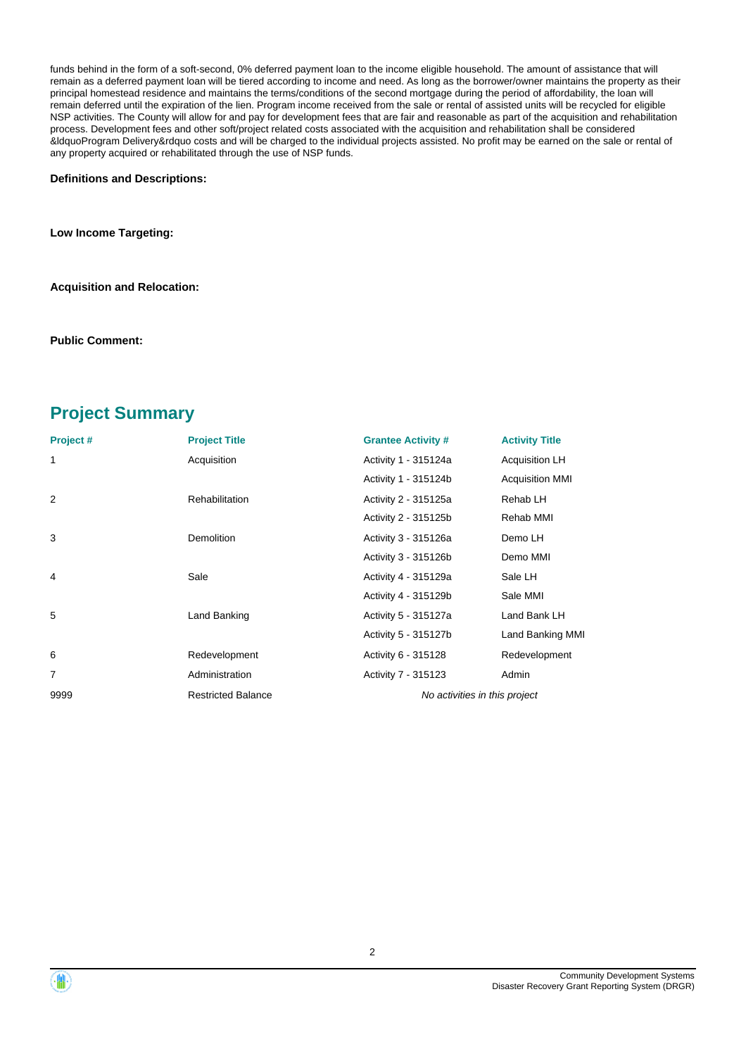funds behind in the form of a soft-second, 0% deferred payment loan to the income eligible household. The amount of assistance that will remain as a deferred payment loan will be tiered according to income and need. As long as the borrower/owner maintains the property as their principal homestead residence and maintains the terms/conditions of the second mortgage during the period of affordability, the loan will remain deferred until the expiration of the lien. Program income received from the sale or rental of assisted units will be recycled for eligible NSP activities. The County will allow for and pay for development fees that are fair and reasonable as part of the acquisition and rehabilitation process. Development fees and other soft/project related costs associated with the acquisition and rehabilitation shall be considered &ldquoProgram Delivery&rdquo costs and will be charged to the individual projects assisted. No profit may be earned on the sale or rental of any property acquired or rehabilitated through the use of NSP funds.

**Definitions and Descriptions:**

**Low Income Targeting:**

**Acquisition and Relocation:**

**Public Comment:**

## Project Summary

| Project # | Project Title | Grantee Activity # | Activity Title |
|---|---|---|---|
| 1 | Acquisition | Activity 1 - 315124a | Acquisition LH |
| | | Activity 1 - 315124b | Acquisition MMI |
| 2 | Rehabilitation | Activity 2 - 315125a | Rehab LH |
| | | Activity 2 - 315125b | Rehab MMI |
| 3 | Demolition | Activity 3 - 315126a | Demo LH |
| | | Activity 3 - 315126b | Demo MMI |
| 4 | Sale | Activity 4 - 315129a | Sale LH |
| | | Activity 4 - 315129b | Sale MMI |
| 5 | Land Banking | Activity 5 - 315127a | Land Bank LH |
| | | Activity 5 - 315127b | Land Banking MMI |
| 6 | Redevelopment | Activity 6 - 315128 | Redevelopment |
| 7 | Administration | Activity 7 - 315123 | Admin |
| 9999 | Restricted Balance | *No activities in this project* | |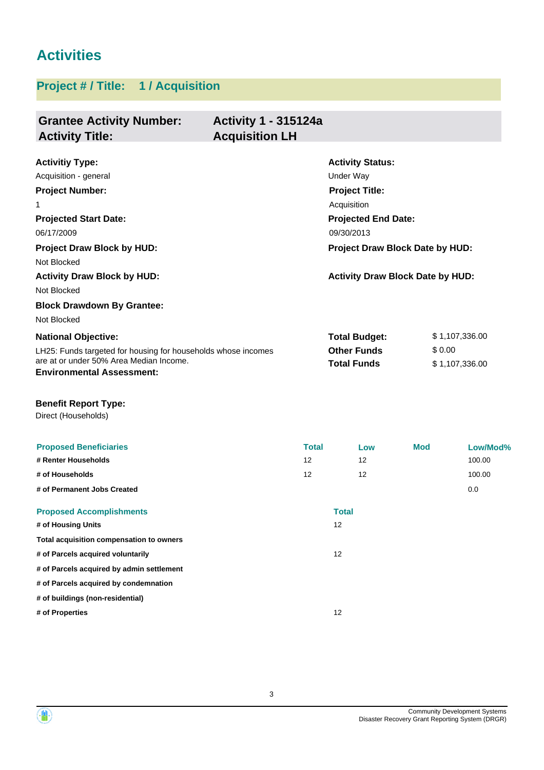# Activities

## Project # / Title: 1 / Acquisition

| **Grantee Activity Number:** | **Activity 1 - 315124a** |
|---|---|
| **Activity Title:** | **Acquisition LH** |

**Activitiy Type:**
Acquisition - general

**Activity Status:**
Under Way

**Project Number:**
1

**Project Title:**
Acquisition

**Projected Start Date:**
06/17/2009

**Projected End Date:**
09/30/2013

**Project Draw Block by HUD:**
Not Blocked

**Project Draw Block Date by HUD:**

**Activity Draw Block by HUD:**
Not Blocked

**Activity Draw Block Date by HUD:**

**Block Drawdown By Grantee:**
Not Blocked

**National Objective:**
LH25: Funds targeted for housing for households whose incomes are at or under 50% Area Median Income.

| | |
|---|---|
| **Total Budget:** | $ 1,107,336.00 |
| **Other Funds** | $ 0.00 |
| **Total Funds** | $ 1,107,336.00 |

**Environmental Assessment:**

**Benefit Report Type:**
Direct (Households)

| Proposed Beneficiaries | Total | Low | Mod | Low/Mod% |
|---|---|---|---|---|
| # Renter Households | 12 | 12 | | 100.00 |
| # of Households | 12 | 12 | | 100.00 |
| # of Permanent Jobs Created | | | | 0.0 |

| Proposed Accomplishments | Total |
|---|---|
| # of Housing Units | 12 |
| Total acquisition compensation to owners | |
| # of Parcels acquired voluntarily | 12 |
| # of Parcels acquired by admin settlement | |
| # of Parcels acquired by condemnation | |
| # of buildings (non-residential) | |
| # of Properties | 12 |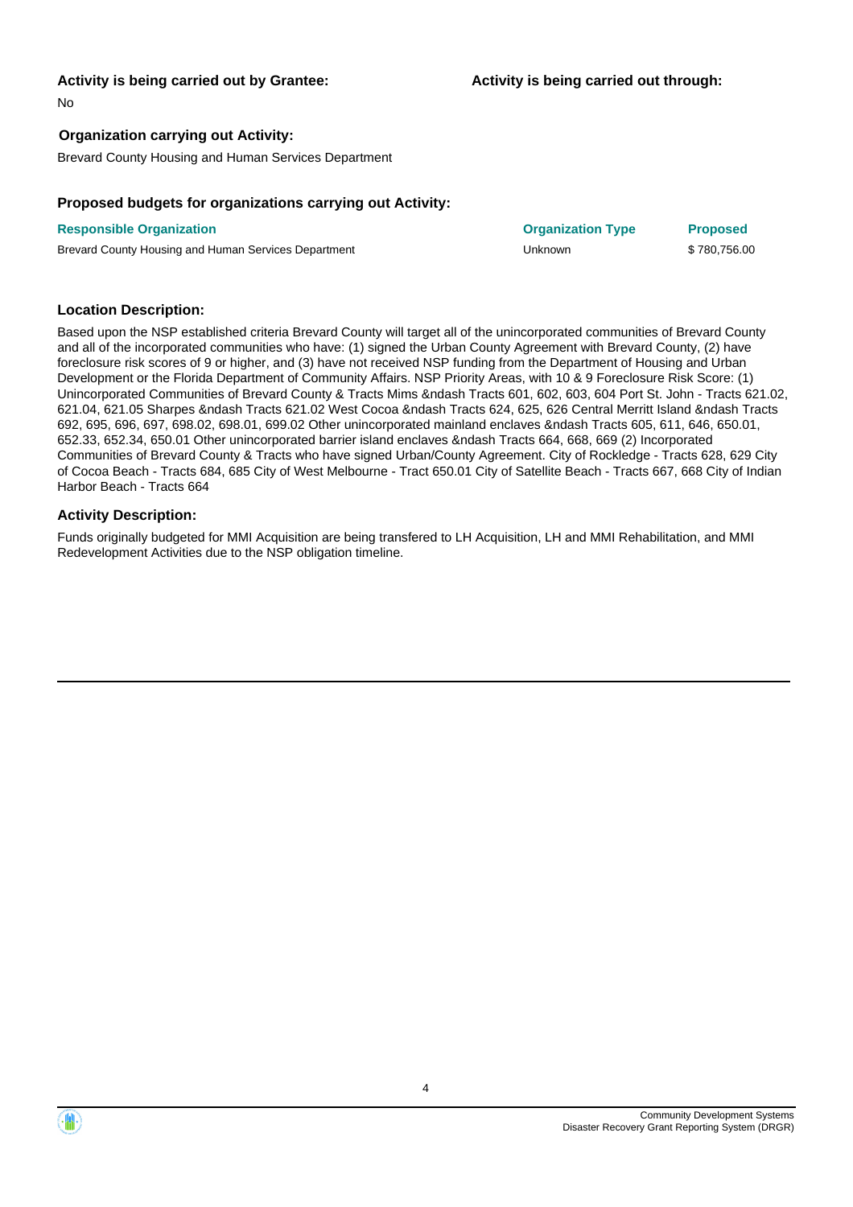**Activity is being carried out by Grantee:**

No

**Activity is being carried out through:**

**Organization carrying out Activity:**

Brevard County Housing and Human Services Department

**Proposed budgets for organizations carrying out Activity:**

| Responsible Organization | Organization Type | Proposed |
| --- | --- | --- |
| Brevard County Housing and Human Services Department | Unknown | $ 780,756.00 |

**Location Description:**

Based upon the NSP established criteria Brevard County will target all of the unincorporated communities of Brevard County and all of the incorporated communities who have: (1) signed the Urban County Agreement with Brevard County, (2) have foreclosure risk scores of 9 or higher, and (3) have not received NSP funding from the Department of Housing and Urban Development or the Florida Department of Community Affairs. NSP Priority Areas, with 10 & 9 Foreclosure Risk Score: (1) Unincorporated Communities of Brevard County & Tracts Mims &ndash Tracts 601, 602, 603, 604 Port St. John - Tracts 621.02, 621.04, 621.05 Sharpes &ndash Tracts 621.02 West Cocoa &ndash Tracts 624, 625, 626 Central Merritt Island &ndash Tracts 692, 695, 696, 697, 698.02, 698.01, 699.02 Other unincorporated mainland enclaves &ndash Tracts 605, 611, 646, 650.01, 652.33, 652.34, 650.01 Other unincorporated barrier island enclaves &ndash Tracts 664, 668, 669 (2) Incorporated Communities of Brevard County & Tracts who have signed Urban/County Agreement. City of Rockledge - Tracts 628, 629 City of Cocoa Beach - Tracts 684, 685 City of West Melbourne - Tract 650.01 City of Satellite Beach - Tracts 667, 668 City of Indian Harbor Beach - Tracts 664

**Activity Description:**

Funds originally budgeted for MMI Acquisition are being transfered to LH Acquisition, LH and MMI Rehabilitation, and MMI Redevelopment Activities due to the NSP obligation timeline.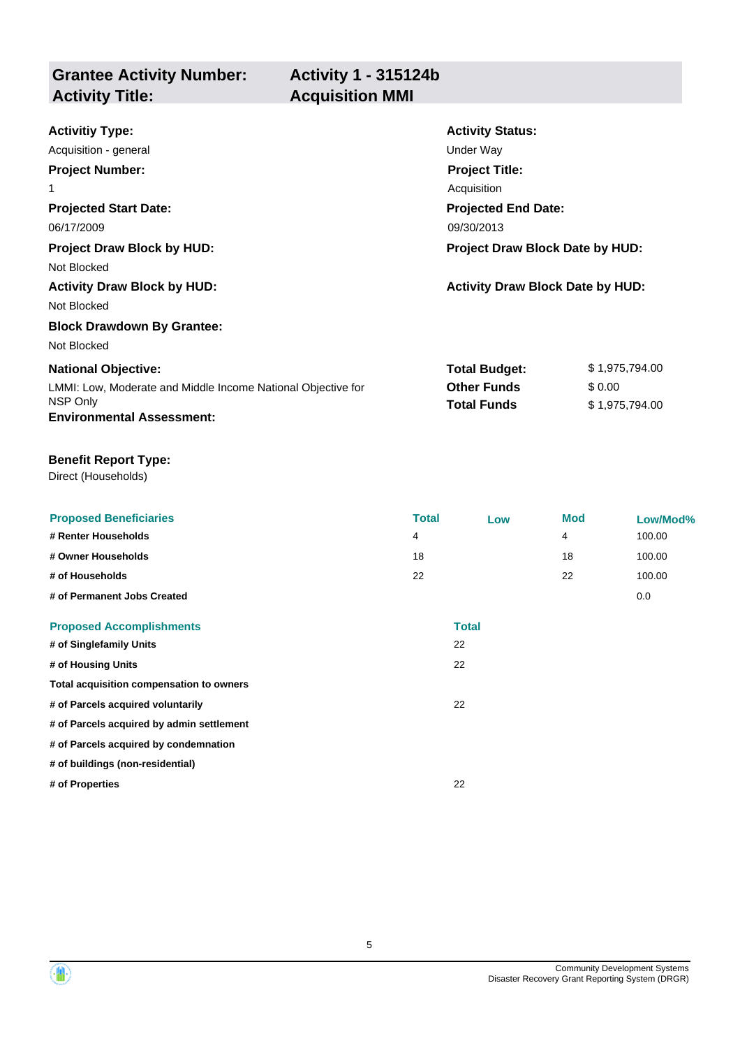## Grantee Activity Number: Activity 1 - 315124b
## Activity Title: Acquisition MMI

**Activitiy Type:**
Acquisition - general

**Activity Status:**
Under Way

**Project Number:**
1

**Project Title:**
Acquisition

**Projected Start Date:**
06/17/2009

**Projected End Date:**
09/30/2013

**Project Draw Block by HUD:**
Not Blocked

**Project Draw Block Date by HUD:**

**Activity Draw Block by HUD:**
Not Blocked

**Activity Draw Block Date by HUD:**

**Block Drawdown By Grantee:**
Not Blocked

**National Objective:**
LMMI: Low, Moderate and Middle Income National Objective for NSP Only

| | |
|---|---|
| **Total Budget:** | $ 1,975,794.00 |
| **Other Funds** | $ 0.00 |
| **Total Funds** | $ 1,975,794.00 |

**Environmental Assessment:**

**Benefit Report Type:**
Direct (Households)

| Proposed Beneficiaries | Total | Low | Mod | Low/Mod% |
|---|---|---|---|---|
| # Renter Households | 4 | | 4 | 100.00 |
| # Owner Households | 18 | | 18 | 100.00 |
| # of Households | 22 | | 22 | 100.00 |
| # of Permanent Jobs Created | | | | 0.0 |

| Proposed Accomplishments | Total |
|---|---|
| # of Singlefamily Units | 22 |
| # of Housing Units | 22 |
| Total acquisition compensation to owners | |
| # of Parcels acquired voluntarily | 22 |
| # of Parcels acquired by admin settlement | |
| # of Parcels acquired by condemnation | |
| # of buildings (non-residential) | |
| # of Properties | 22 |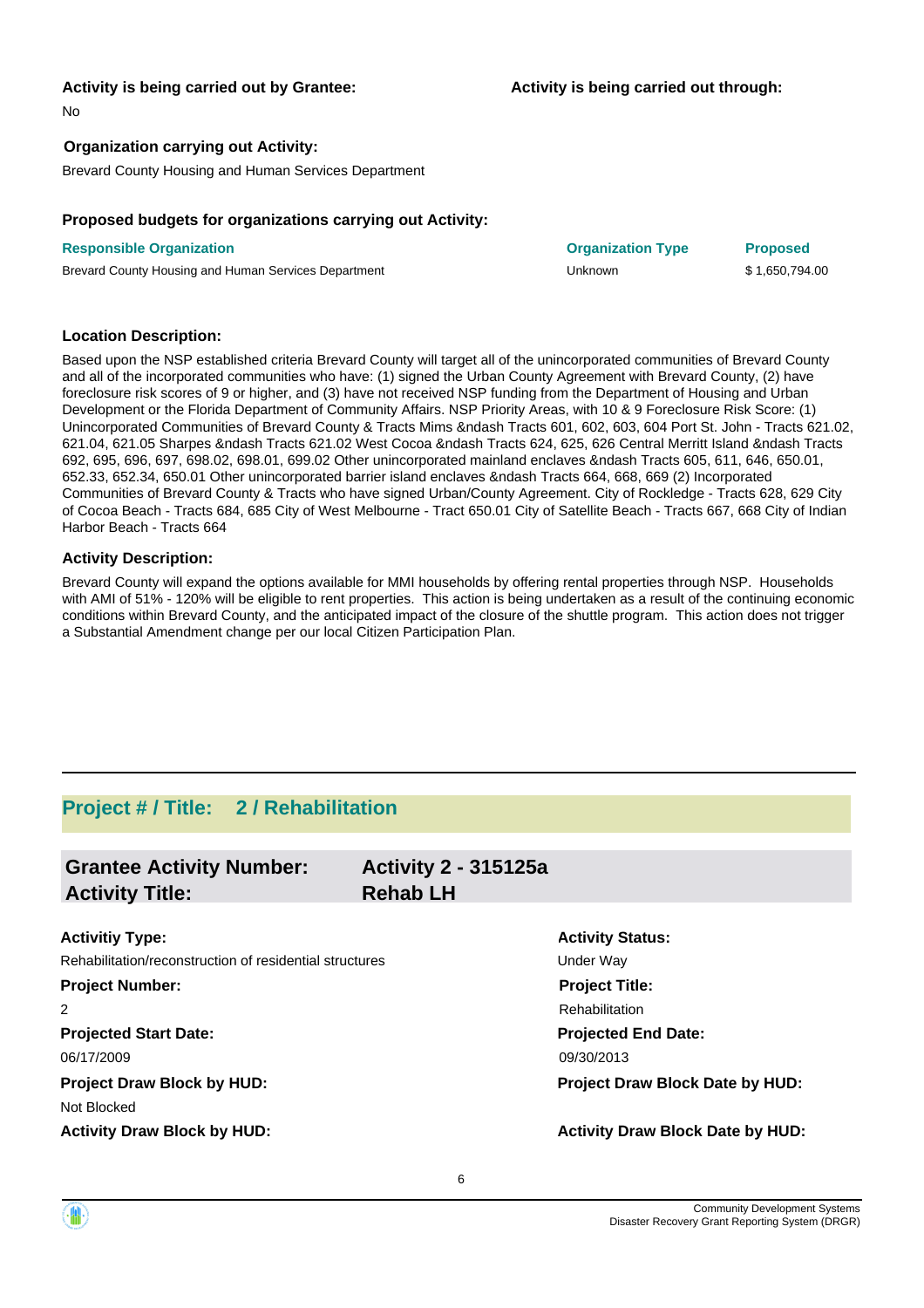**Activity is being carried out by Grantee:**

No

**Activity is being carried out through:**

**Organization carrying out Activity:**

Brevard County Housing and Human Services Department

**Proposed budgets for organizations carrying out Activity:**

| Responsible Organization | Organization Type | Proposed |
|---|---|---|
| Brevard County Housing and Human Services Department | Unknown | $ 1,650,794.00 |

**Location Description:**

Based upon the NSP established criteria Brevard County will target all of the unincorporated communities of Brevard County and all of the incorporated communities who have: (1) signed the Urban County Agreement with Brevard County, (2) have foreclosure risk scores of 9 or higher, and (3) have not received NSP funding from the Department of Housing and Urban Development or the Florida Department of Community Affairs. NSP Priority Areas, with 10 & 9 Foreclosure Risk Score: (1) Unincorporated Communities of Brevard County & Tracts Mims &ndash Tracts 601, 602, 603, 604 Port St. John - Tracts 621.02, 621.04, 621.05 Sharpes &ndash Tracts 621.02 West Cocoa &ndash Tracts 624, 625, 626 Central Merritt Island &ndash Tracts 692, 695, 696, 697, 698.02, 698.01, 699.02 Other unincorporated mainland enclaves &ndash Tracts 605, 611, 646, 650.01, 652.33, 652.34, 650.01 Other unincorporated barrier island enclaves &ndash Tracts 664, 668, 669 (2) Incorporated Communities of Brevard County & Tracts who have signed Urban/County Agreement. City of Rockledge - Tracts 628, 629 City of Cocoa Beach - Tracts 684, 685 City of West Melbourne - Tract 650.01 City of Satellite Beach - Tracts 667, 668 City of Indian Harbor Beach - Tracts 664

**Activity Description:**

Brevard County will expand the options available for MMI households by offering rental properties through NSP. Households with AMI of 51% - 120% will be eligible to rent properties. This action is being undertaken as a result of the continuing economic conditions within Brevard County, and the anticipated impact of the closure of the shuttle program. This action does not trigger a Substantial Amendment change per our local Citizen Participation Plan.

---

## Project # / Title: 2 / Rehabilitation

### Grantee Activity Number: Activity 2 - 315125a
### Activity Title: Rehab LH

**Activitiy Type:**

Rehabilitation/reconstruction of residential structures

**Activity Status:**

Under Way

**Project Number:**

2

**Project Title:**

Rehabilitation

**Projected Start Date:**

06/17/2009

**Projected End Date:**

09/30/2013

**Project Draw Block by HUD:**

Not Blocked

**Project Draw Block Date by HUD:**

**Activity Draw Block by HUD:**

**Activity Draw Block Date by HUD:**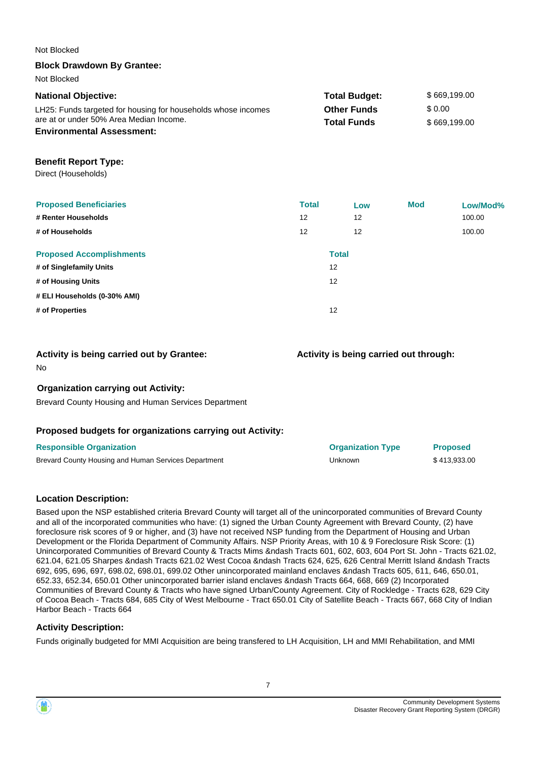Not Blocked

**Block Drawdown By Grantee:**

Not Blocked

**National Objective:**

LH25: Funds targeted for housing for households whose incomes are at or under 50% Area Median Income.

**Environmental Assessment:**

| | |
|---|---|
| **Total Budget:** | $ 669,199.00 |
| **Other Funds** | $ 0.00 |
| **Total Funds** | $ 669,199.00 |

**Benefit Report Type:**

Direct (Households)

| Proposed Beneficiaries | Total | Low | Mod | Low/Mod% |
|---|---|---|---|---|
| **# Renter Households** | 12 | 12 | | 100.00 |
| **# of Households** | 12 | 12 | | 100.00 |

| Proposed Accomplishments | Total |
|---|---|
| **# of Singlefamily Units** | 12 |
| **# of Housing Units** | 12 |
| **# ELI Households (0-30% AMI)** | |
| **# of Properties** | 12 |

**Activity is being carried out by Grantee:**

No

**Activity is being carried out through:**

**Organization carrying out Activity:**

Brevard County Housing and Human Services Department

**Proposed budgets for organizations carrying out Activity:**

| Responsible Organization | Organization Type | Proposed |
|---|---|---|
| Brevard County Housing and Human Services Department | Unknown | $ 413,933.00 |

**Location Description:**

Based upon the NSP established criteria Brevard County will target all of the unincorporated communities of Brevard County and all of the incorporated communities who have: (1) signed the Urban County Agreement with Brevard County, (2) have foreclosure risk scores of 9 or higher, and (3) have not received NSP funding from the Department of Housing and Urban Development or the Florida Department of Community Affairs. NSP Priority Areas, with 10 & 9 Foreclosure Risk Score: (1) Unincorporated Communities of Brevard County & Tracts Mims &ndash Tracts 601, 602, 603, 604 Port St. John - Tracts 621.02, 621.04, 621.05 Sharpes &ndash Tracts 621.02 West Cocoa &ndash Tracts 624, 625, 626 Central Merritt Island &ndash Tracts 692, 695, 696, 697, 698.02, 698.01, 699.02 Other unincorporated mainland enclaves &ndash Tracts 605, 611, 646, 650.01, 652.33, 652.34, 650.01 Other unincorporated barrier island enclaves &ndash Tracts 664, 668, 669 (2) Incorporated Communities of Brevard County & Tracts who have signed Urban/County Agreement. City of Rockledge - Tracts 628, 629 City of Cocoa Beach - Tracts 684, 685 City of West Melbourne - Tract 650.01 City of Satellite Beach - Tracts 667, 668 City of Indian Harbor Beach - Tracts 664

**Activity Description:**

Funds originally budgeted for MMI Acquisition are being transfered to LH Acquisition, LH and MMI Rehabilitation, and MMI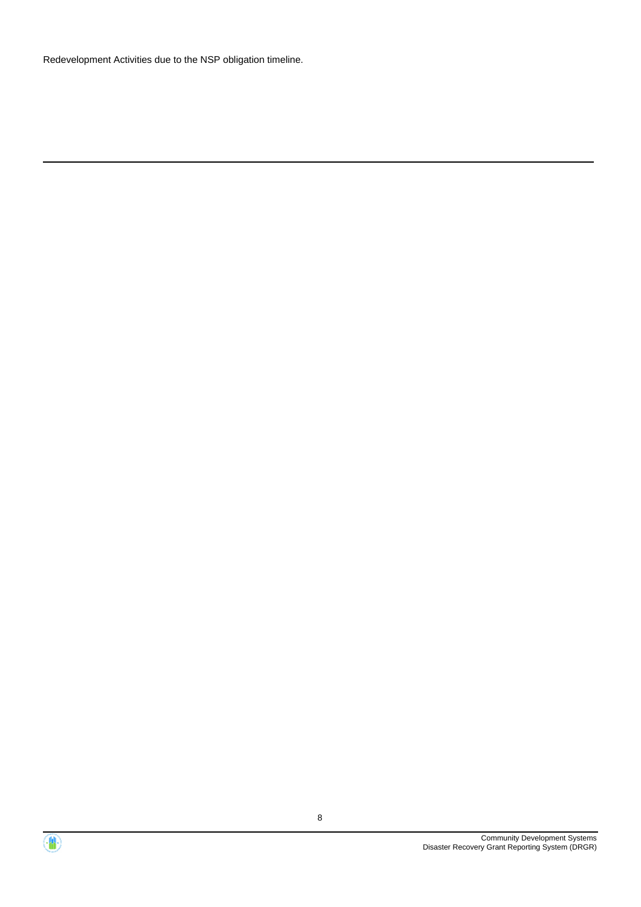Redevelopment Activities due to the NSP obligation timeline.

---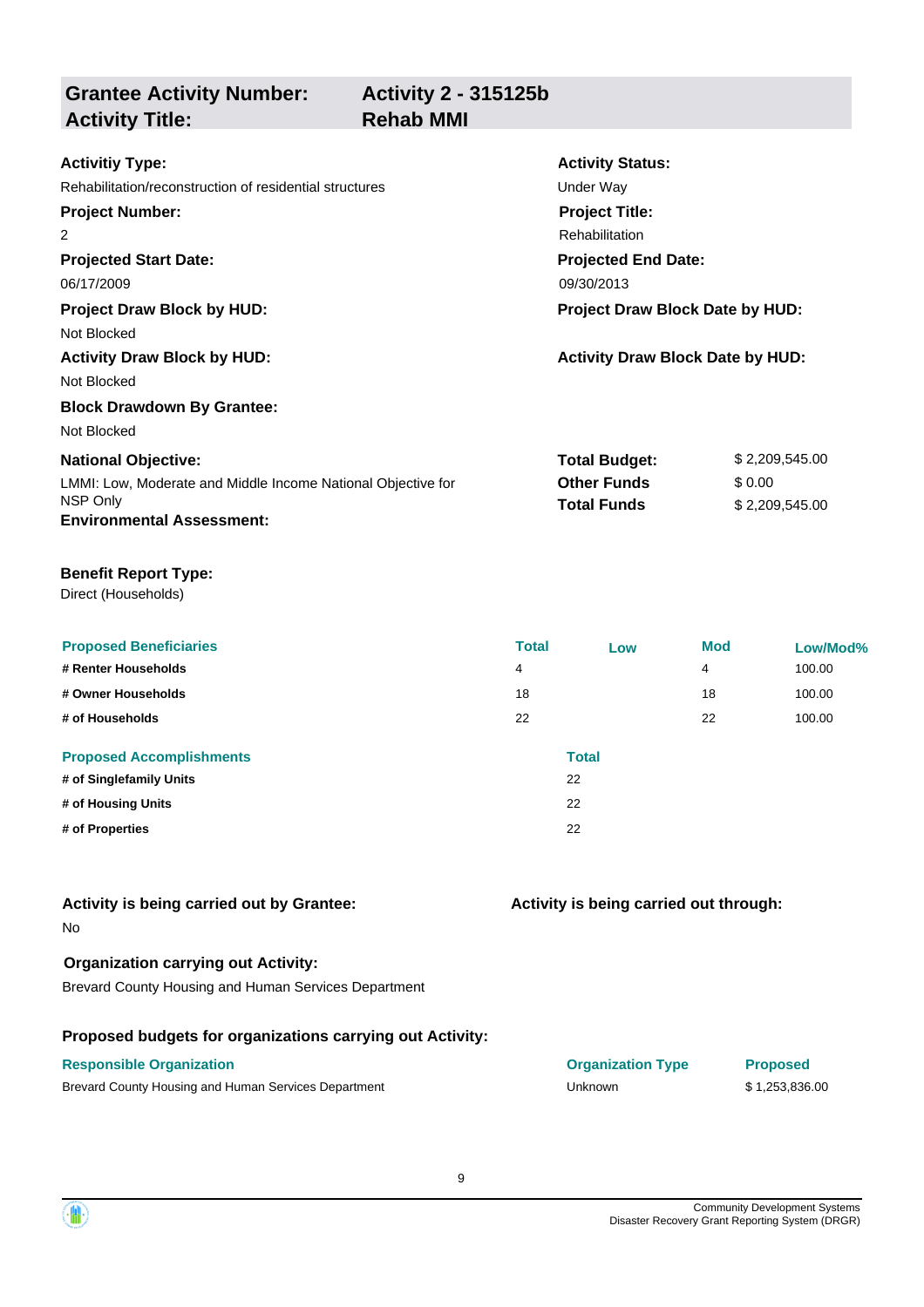## Grantee Activity Number: Activity 2 - 315125b
## Activity Title: Rehab MMI

**Activitiy Type:**
Rehabilitation/reconstruction of residential structures

**Activity Status:**
Under Way

**Project Number:**
2

**Project Title:**
Rehabilitation

**Projected Start Date:**
06/17/2009

**Projected End Date:**
09/30/2013

**Project Draw Block by HUD:**
Not Blocked

**Project Draw Block Date by HUD:**

**Activity Draw Block by HUD:**
Not Blocked

**Activity Draw Block Date by HUD:**

**Block Drawdown By Grantee:**
Not Blocked

**National Objective:**
LMMI: Low, Moderate and Middle Income National Objective for NSP Only

**Total Budget:** $ 2,209,545.00
**Other Funds** $ 0.00
**Total Funds** $ 2,209,545.00

**Environmental Assessment:**

**Benefit Report Type:**
Direct (Households)

| Proposed Beneficiaries | Total | Low | Mod | Low/Mod% |
|---|---|---|---|---|
| # Renter Households | 4 | | 4 | 100.00 |
| # Owner Households | 18 | | 18 | 100.00 |
| # of Households | 22 | | 22 | 100.00 |

| Proposed Accomplishments | Total |
|---|---|
| # of Singlefamily Units | 22 |
| # of Housing Units | 22 |
| # of Properties | 22 |

**Activity is being carried out by Grantee:**
No

**Activity is being carried out through:**

**Organization carrying out Activity:**
Brevard County Housing and Human Services Department

**Proposed budgets for organizations carrying out Activity:**

| Responsible Organization | Organization Type | Proposed |
|---|---|---|
| Brevard County Housing and Human Services Department | Unknown | $ 1,253,836.00 |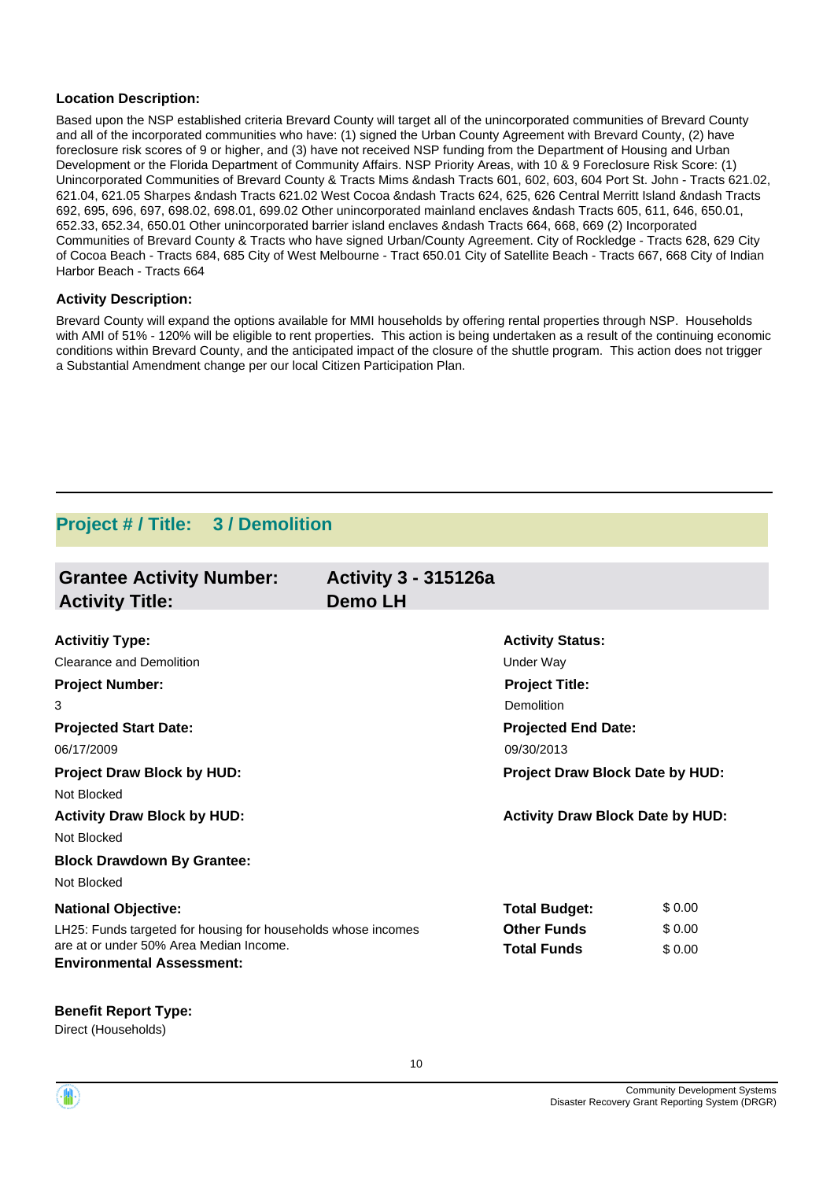**Location Description:**

Based upon the NSP established criteria Brevard County will target all of the unincorporated communities of Brevard County and all of the incorporated communities who have: (1) signed the Urban County Agreement with Brevard County, (2) have foreclosure risk scores of 9 or higher, and (3) have not received NSP funding from the Department of Housing and Urban Development or the Florida Department of Community Affairs. NSP Priority Areas, with 10 & 9 Foreclosure Risk Score: (1) Unincorporated Communities of Brevard County & Tracts Mims &ndash Tracts 601, 602, 603, 604 Port St. John - Tracts 621.02, 621.04, 621.05 Sharpes &ndash Tracts 621.02 West Cocoa &ndash Tracts 624, 625, 626 Central Merritt Island &ndash Tracts 692, 695, 696, 697, 698.02, 698.01, 699.02 Other unincorporated mainland enclaves &ndash Tracts 605, 611, 646, 650.01, 652.33, 652.34, 650.01 Other unincorporated barrier island enclaves &ndash Tracts 664, 668, 669 (2) Incorporated Communities of Brevard County & Tracts who have signed Urban/County Agreement. City of Rockledge - Tracts 628, 629 City of Cocoa Beach - Tracts 684, 685 City of West Melbourne - Tract 650.01 City of Satellite Beach - Tracts 667, 668 City of Indian Harbor Beach - Tracts 664

**Activity Description:**

Brevard County will expand the options available for MMI households by offering rental properties through NSP. Households with AMI of 51% - 120% will be eligible to rent properties. This action is being undertaken as a result of the continuing economic conditions within Brevard County, and the anticipated impact of the closure of the shuttle program. This action does not trigger a Substantial Amendment change per our local Citizen Participation Plan.

---

## Project # / Title: 3 / Demolition

### Grantee Activity Number: Activity 3 - 315126a
### Activity Title: Demo LH

**Activitiy Type:**
Clearance and Demolition

**Activity Status:**
Under Way

**Project Number:**
3

**Project Title:**
Demolition

**Projected Start Date:**
06/17/2009

**Projected End Date:**
09/30/2013

**Project Draw Block by HUD:**
Not Blocked

**Project Draw Block Date by HUD:**

**Activity Draw Block by HUD:**
Not Blocked

**Activity Draw Block Date by HUD:**

**Block Drawdown By Grantee:**
Not Blocked

**National Objective:**
LH25: Funds targeted for housing for households whose incomes are at or under 50% Area Median Income.

| | |
|---|---|
| **Total Budget:** | $ 0.00 |
| **Other Funds** | $ 0.00 |
| **Total Funds** | $ 0.00 |

**Environmental Assessment:**

**Benefit Report Type:**
Direct (Households)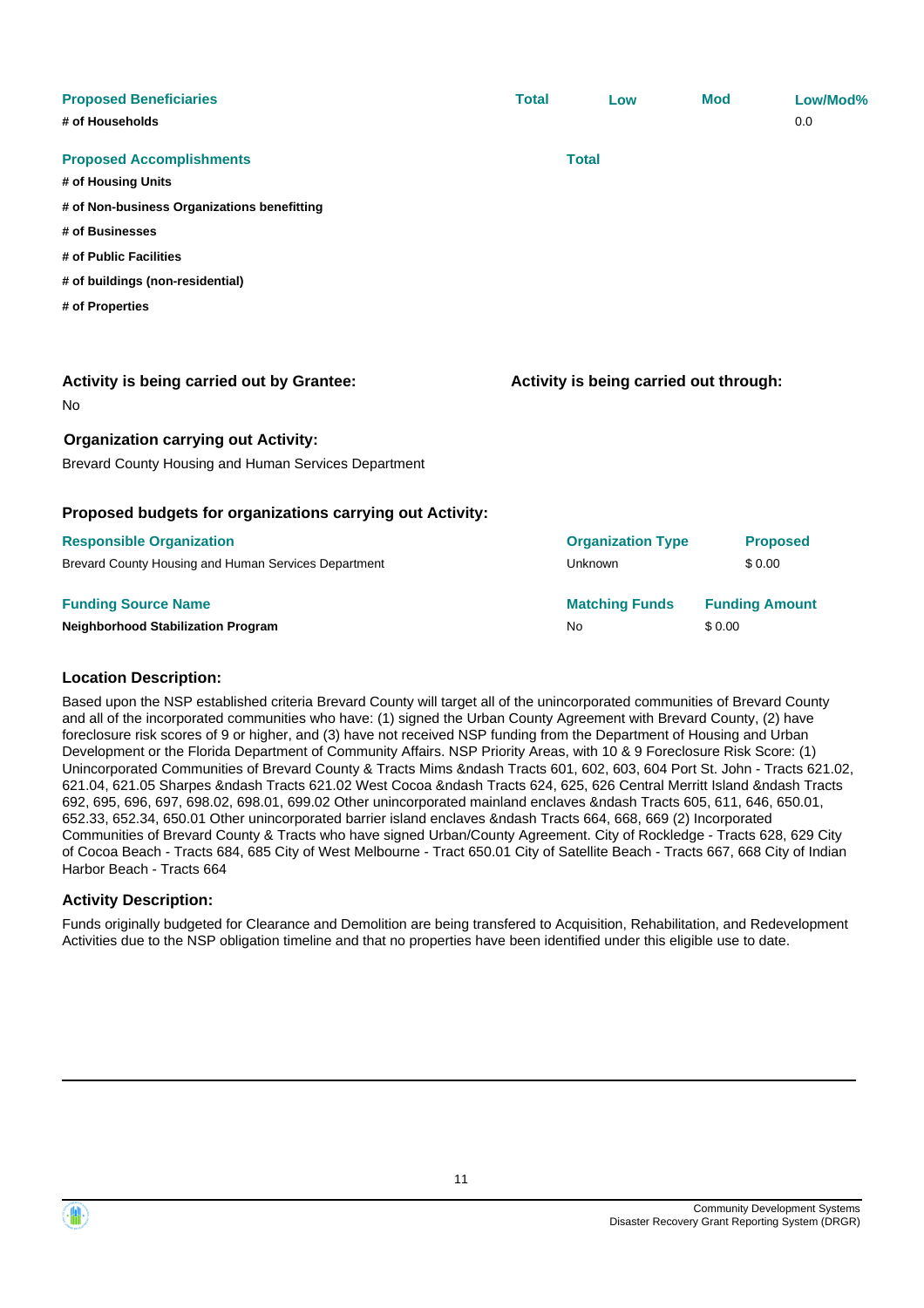| Proposed Beneficiaries | Total | Low | Mod | Low/Mod% |
|---|---|---|---|---|
| # of Households | | | | 0.0 |

| Proposed Accomplishments | Total |
|---|---|
| # of Housing Units | |
| # of Non-business Organizations benefitting | |
| # of Businesses | |
| # of Public Facilities | |
| # of buildings (non-residential) | |
| # of Properties | |

**Activity is being carried out by Grantee:**

No

**Activity is being carried out through:**

**Organization carrying out Activity:**

Brevard County Housing and Human Services Department

**Proposed budgets for organizations carrying out Activity:**

| Responsible Organization | Organization Type | Proposed |
|---|---|---|
| Brevard County Housing and Human Services Department | Unknown | $ 0.00 |

| Funding Source Name | Matching Funds | Funding Amount |
|---|---|---|
| **Neighborhood Stabilization Program** | No | $ 0.00 |

**Location Description:**

Based upon the NSP established criteria Brevard County will target all of the unincorporated communities of Brevard County and all of the incorporated communities who have: (1) signed the Urban County Agreement with Brevard County, (2) have foreclosure risk scores of 9 or higher, and (3) have not received NSP funding from the Department of Housing and Urban Development or the Florida Department of Community Affairs. NSP Priority Areas, with 10 & 9 Foreclosure Risk Score: (1) Unincorporated Communities of Brevard County & Tracts Mims &ndash Tracts 601, 602, 603, 604 Port St. John - Tracts 621.02, 621.04, 621.05 Sharpes &ndash Tracts 621.02 West Cocoa &ndash Tracts 624, 625, 626 Central Merritt Island &ndash Tracts 692, 695, 696, 697, 698.02, 698.01, 699.02 Other unincorporated mainland enclaves &ndash Tracts 605, 611, 646, 650.01, 652.33, 652.34, 650.01 Other unincorporated barrier island enclaves &ndash Tracts 664, 668, 669 (2) Incorporated Communities of Brevard County & Tracts who have signed Urban/County Agreement. City of Rockledge - Tracts 628, 629 City of Cocoa Beach - Tracts 684, 685 City of West Melbourne - Tract 650.01 City of Satellite Beach - Tracts 667, 668 City of Indian Harbor Beach - Tracts 664

**Activity Description:**

Funds originally budgeted for Clearance and Demolition are being transfered to Acquisition, Rehabilitation, and Redevelopment Activities due to the NSP obligation timeline and that no properties have been identified under this eligible use to date.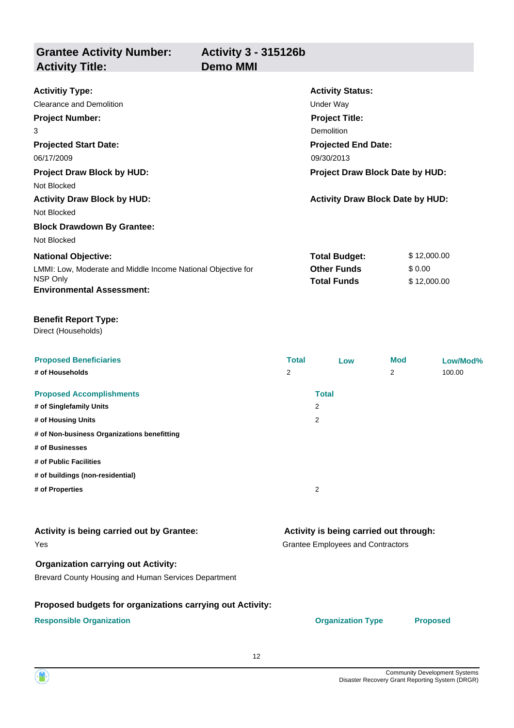## Grantee Activity Number: Activity 3 - 315126b
## Activity Title: Demo MMI

**Activitiy Type:**
Clearance and Demolition

**Activity Status:**
Under Way

**Project Number:**
3

**Project Title:**
Demolition

**Projected Start Date:**
06/17/2009

**Projected End Date:**
09/30/2013

**Project Draw Block by HUD:**
Not Blocked

**Project Draw Block Date by HUD:**

**Activity Draw Block by HUD:**
Not Blocked

**Activity Draw Block Date by HUD:**

**Block Drawdown By Grantee:**
Not Blocked

**National Objective:**
LMMI: Low, Moderate and Middle Income National Objective for NSP Only

**Environmental Assessment:**

| | |
|---|---|
| **Total Budget:** | $ 12,000.00 |
| **Other Funds** | $ 0.00 |
| **Total Funds** | $ 12,000.00 |

**Benefit Report Type:**
Direct (Households)

| Proposed Beneficiaries | Total | Low | Mod | Low/Mod% |
|---|---|---|---|---|
| # of Households | 2 | | 2 | 100.00 |

| Proposed Accomplishments | Total |
|---|---|
| # of Singlefamily Units | 2 |
| # of Housing Units | 2 |
| # of Non-business Organizations benefitting | |
| # of Businesses | |
| # of Public Facilities | |
| # of buildings (non-residential) | |
| # of Properties | 2 |

**Activity is being carried out by Grantee:**
Yes

**Activity is being carried out through:**
Grantee Employees and Contractors

**Organization carrying out Activity:**
Brevard County Housing and Human Services Department

**Proposed budgets for organizations carrying out Activity:**

| Responsible Organization | Organization Type | Proposed |
|---|---|---|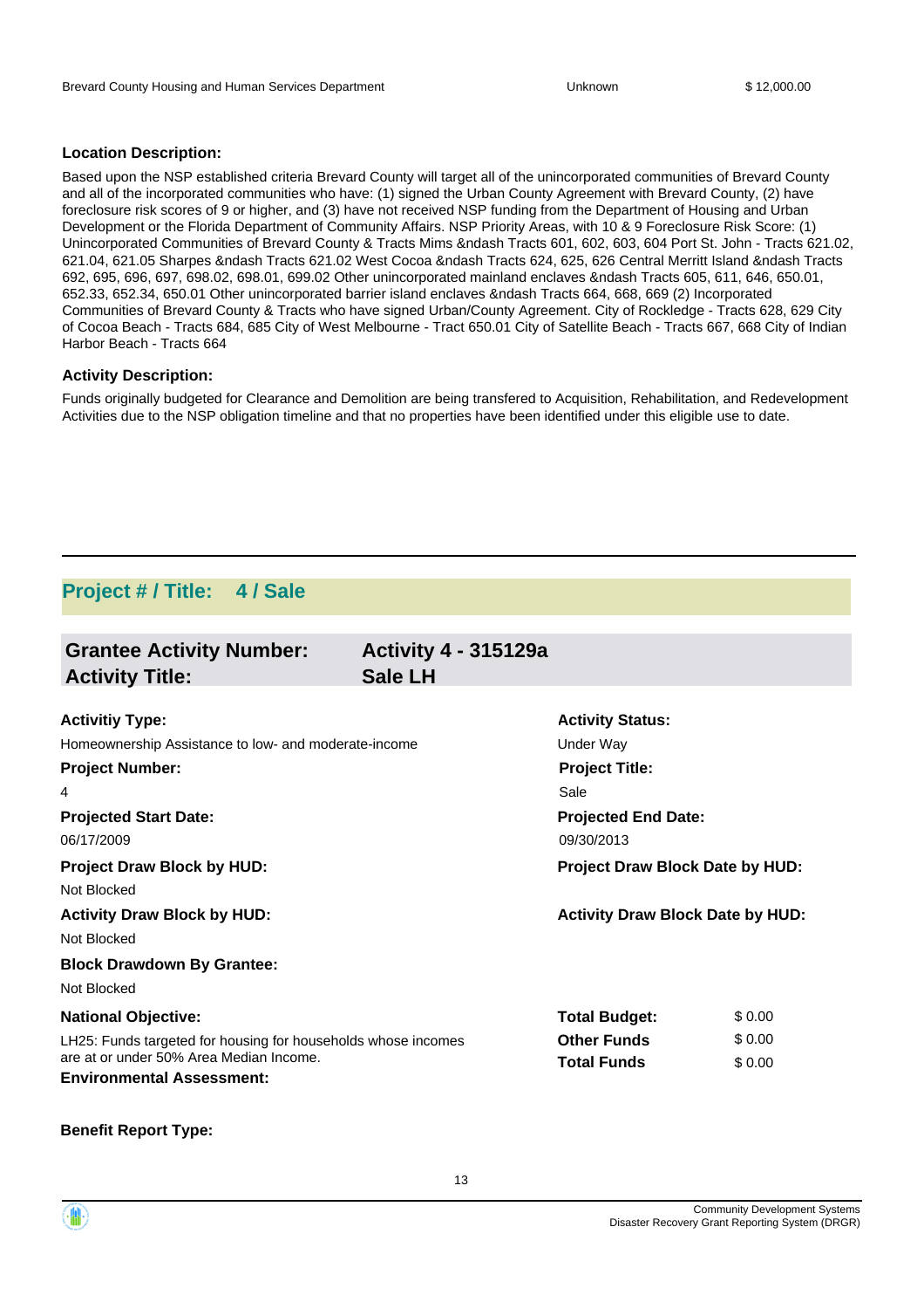| | | |
|---|---|---|
| Brevard County Housing and Human Services Department | Unknown | $ 12,000.00 |

**Location Description:**

Based upon the NSP established criteria Brevard County will target all of the unincorporated communities of Brevard County and all of the incorporated communities who have: (1) signed the Urban County Agreement with Brevard County, (2) have foreclosure risk scores of 9 or higher, and (3) have not received NSP funding from the Department of Housing and Urban Development or the Florida Department of Community Affairs. NSP Priority Areas, with 10 & 9 Foreclosure Risk Score: (1) Unincorporated Communities of Brevard County & Tracts Mims &ndash Tracts 601, 602, 603, 604 Port St. John - Tracts 621.02, 621.04, 621.05 Sharpes &ndash Tracts 621.02 West Cocoa &ndash Tracts 624, 625, 626 Central Merritt Island &ndash Tracts 692, 695, 696, 697, 698.02, 698.01, 699.02 Other unincorporated mainland enclaves &ndash Tracts 605, 611, 646, 650.01, 652.33, 652.34, 650.01 Other unincorporated barrier island enclaves &ndash Tracts 664, 668, 669 (2) Incorporated Communities of Brevard County & Tracts who have signed Urban/County Agreement. City of Rockledge - Tracts 628, 629 City of Cocoa Beach - Tracts 684, 685 City of West Melbourne - Tract 650.01 City of Satellite Beach - Tracts 667, 668 City of Indian Harbor Beach - Tracts 664

**Activity Description:**

Funds originally budgeted for Clearance and Demolition are being transfered to Acquisition, Rehabilitation, and Redevelopment Activities due to the NSP obligation timeline and that no properties have been identified under this eligible use to date.

---

## Project # / Title: 4 / Sale

### Grantee Activity Number: Activity 4 - 315129a
### Activity Title: Sale LH

**Activitiy Type:**
Homeownership Assistance to low- and moderate-income

**Activity Status:**
Under Way

**Project Number:**
4

**Project Title:**
Sale

**Projected Start Date:**
06/17/2009

**Projected End Date:**
09/30/2013

**Project Draw Block by HUD:**
Not Blocked

**Project Draw Block Date by HUD:**

**Activity Draw Block by HUD:**
Not Blocked

**Activity Draw Block Date by HUD:**

**Block Drawdown By Grantee:**
Not Blocked

**National Objective:**
LH25: Funds targeted for housing for households whose incomes are at or under 50% Area Median Income.

| | |
|---|---|
| **Total Budget:** | $ 0.00 |
| **Other Funds** | $ 0.00 |
| **Total Funds** | $ 0.00 |

**Environmental Assessment:**

**Benefit Report Type:**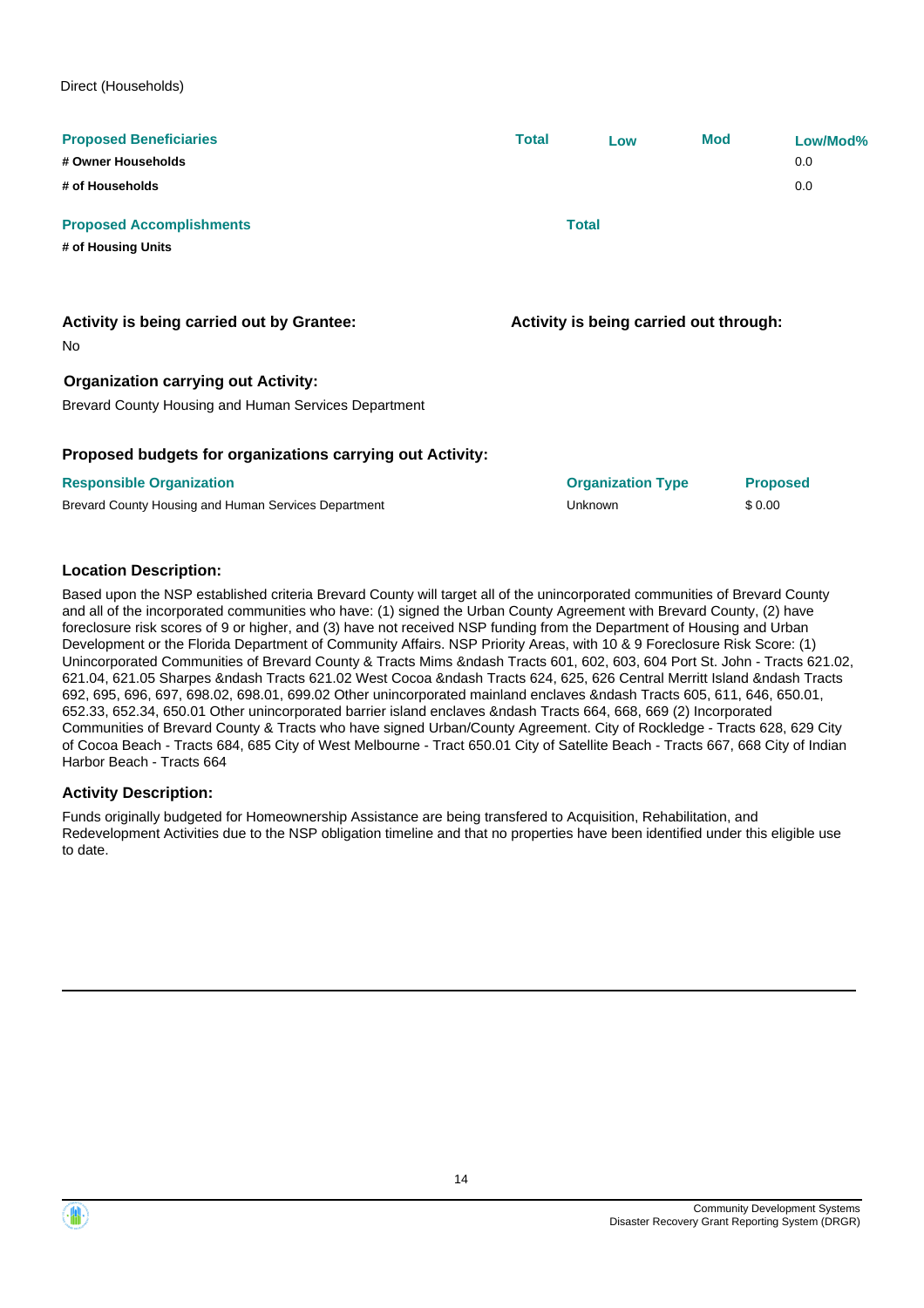Direct (Households)

| Proposed Beneficiaries | Total | Low | Mod | Low/Mod% |
|---|---|---|---|---|
| # Owner Households | | | | 0.0 |
| # of Households | | | | 0.0 |

| Proposed Accomplishments | Total |
|---|---|
| # of Housing Units | |

**Activity is being carried out by Grantee:**

No

**Activity is being carried out through:**

**Organization carrying out Activity:**

Brevard County Housing and Human Services Department

**Proposed budgets for organizations carrying out Activity:**

| Responsible Organization | Organization Type | Proposed |
|---|---|---|
| Brevard County Housing and Human Services Department | Unknown | $ 0.00 |

**Location Description:**

Based upon the NSP established criteria Brevard County will target all of the unincorporated communities of Brevard County and all of the incorporated communities who have: (1) signed the Urban County Agreement with Brevard County, (2) have foreclosure risk scores of 9 or higher, and (3) have not received NSP funding from the Department of Housing and Urban Development or the Florida Department of Community Affairs. NSP Priority Areas, with 10 & 9 Foreclosure Risk Score: (1) Unincorporated Communities of Brevard County & Tracts Mims &ndash Tracts 601, 602, 603, 604 Port St. John - Tracts 621.02, 621.04, 621.05 Sharpes &ndash Tracts 621.02 West Cocoa &ndash Tracts 624, 625, 626 Central Merritt Island &ndash Tracts 692, 695, 696, 697, 698.02, 698.01, 699.02 Other unincorporated mainland enclaves &ndash Tracts 605, 611, 646, 650.01, 652.33, 652.34, 650.01 Other unincorporated barrier island enclaves &ndash Tracts 664, 668, 669 (2) Incorporated Communities of Brevard County & Tracts who have signed Urban/County Agreement. City of Rockledge - Tracts 628, 629 City of Cocoa Beach - Tracts 684, 685 City of West Melbourne - Tract 650.01 City of Satellite Beach - Tracts 667, 668 City of Indian Harbor Beach - Tracts 664

**Activity Description:**

Funds originally budgeted for Homeownership Assistance are being transfered to Acquisition, Rehabilitation, and Redevelopment Activities due to the NSP obligation timeline and that no properties have been identified under this eligible use to date.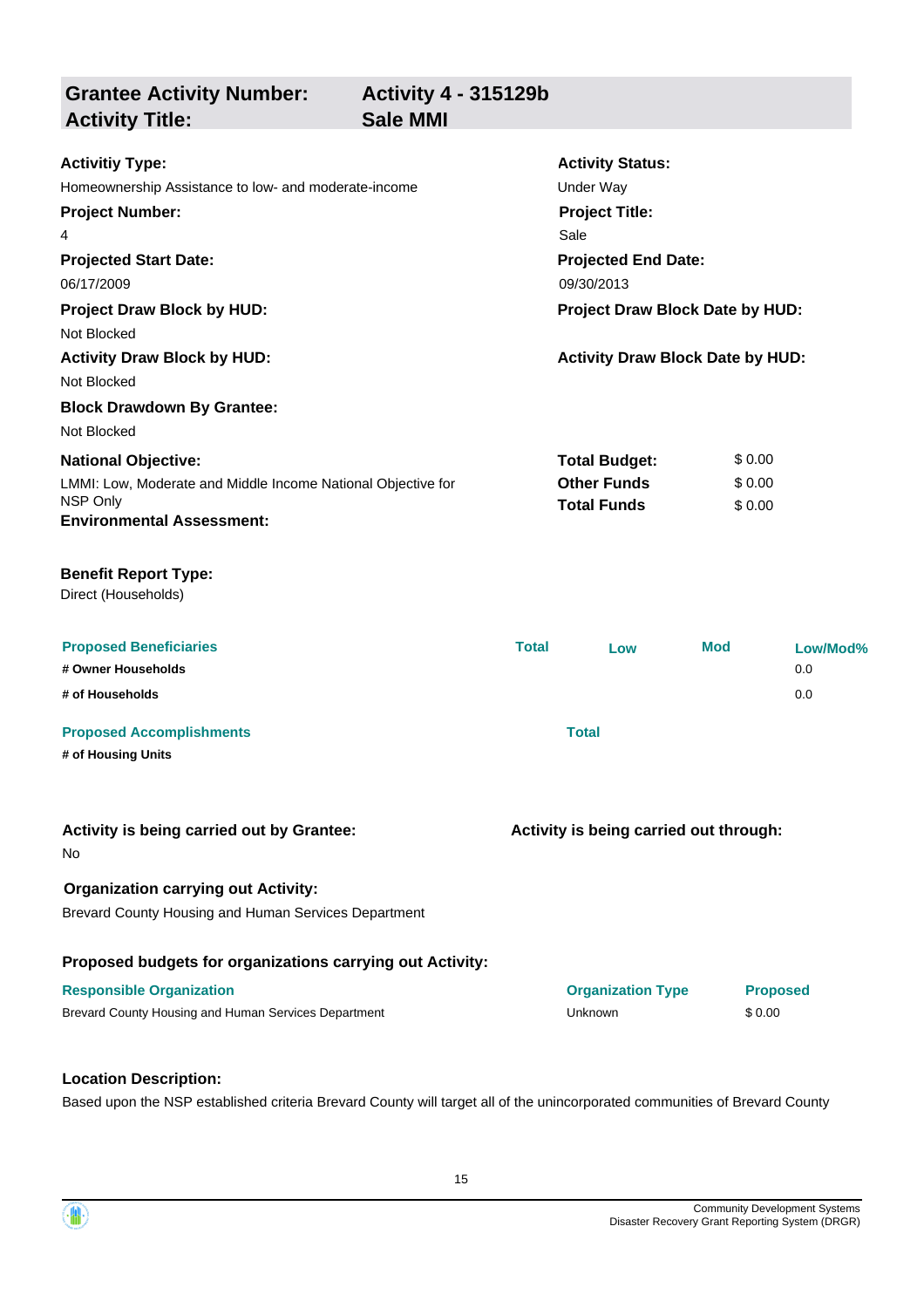| **Grantee Activity Number:** | **Activity 4 - 315129b** |
|---|---|
| **Activity Title:** | **Sale MMI** |

**Activitiy Type:**
Homeownership Assistance to low- and moderate-income

**Activity Status:**
Under Way

**Project Number:**
4

**Project Title:**
Sale

**Projected Start Date:**
06/17/2009

**Projected End Date:**
09/30/2013

**Project Draw Block by HUD:**
Not Blocked

**Project Draw Block Date by HUD:**

**Activity Draw Block by HUD:**
Not Blocked

**Activity Draw Block Date by HUD:**

**Block Drawdown By Grantee:**
Not Blocked

**National Objective:**
LMMI: Low, Moderate and Middle Income National Objective for NSP Only

| | |
|---|---|
| **Total Budget:** | $ 0.00 |
| **Other Funds** | $ 0.00 |
| **Total Funds** | $ 0.00 |

**Environmental Assessment:**

**Benefit Report Type:**
Direct (Households)

| Proposed Beneficiaries | Total | Low | Mod | Low/Mod% |
|---|---|---|---|---|
| # Owner Households | | | | 0.0 |
| # of Households | | | | 0.0 |

| Proposed Accomplishments | Total |
|---|---|
| # of Housing Units | |

**Activity is being carried out by Grantee:**
No

**Activity is being carried out through:**

**Organization carrying out Activity:**
Brevard County Housing and Human Services Department

**Proposed budgets for organizations carrying out Activity:**

| Responsible Organization | Organization Type | Proposed |
|---|---|---|
| Brevard County Housing and Human Services Department | Unknown | $ 0.00 |

**Location Description:**
Based upon the NSP established criteria Brevard County will target all of the unincorporated communities of Brevard County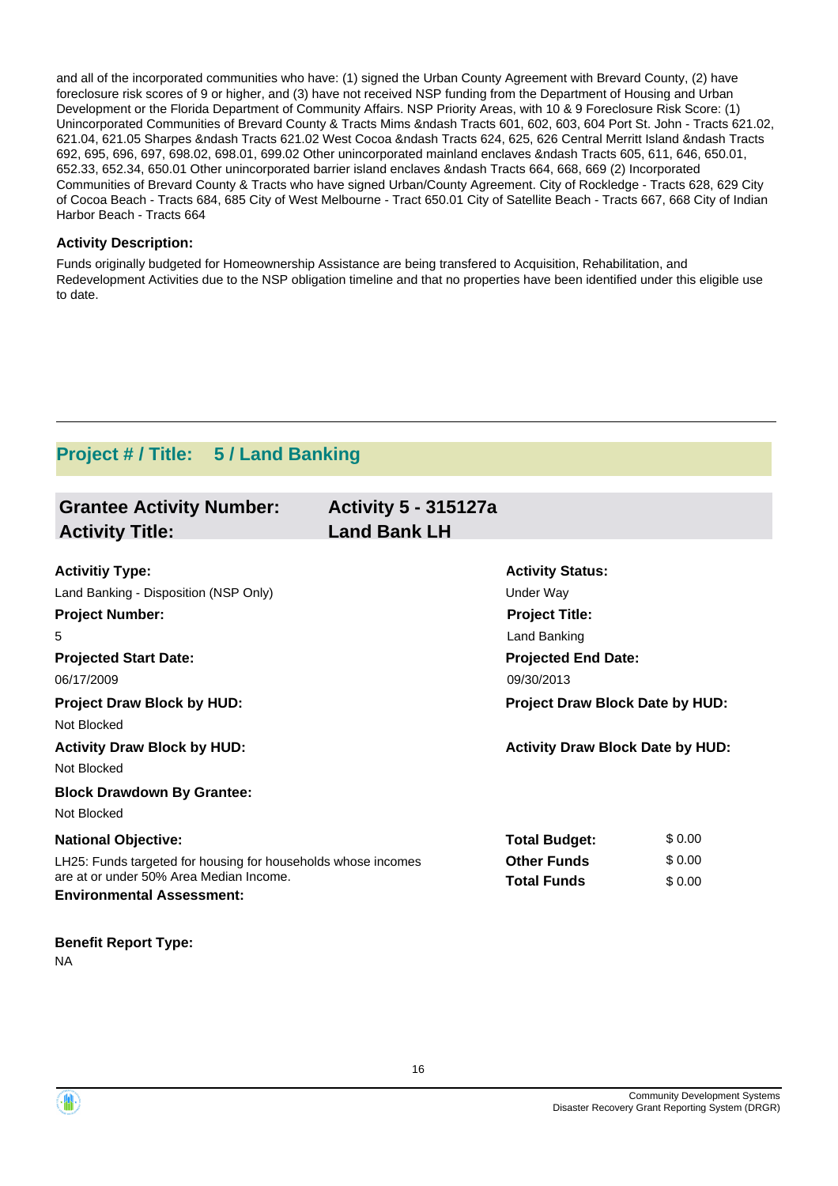and all of the incorporated communities who have: (1) signed the Urban County Agreement with Brevard County, (2) have foreclosure risk scores of 9 or higher, and (3) have not received NSP funding from the Department of Housing and Urban Development or the Florida Department of Community Affairs. NSP Priority Areas, with 10 & 9 Foreclosure Risk Score: (1) Unincorporated Communities of Brevard County & Tracts Mims &ndash Tracts 601, 602, 603, 604 Port St. John - Tracts 621.02, 621.04, 621.05 Sharpes &ndash Tracts 621.02 West Cocoa &ndash Tracts 624, 625, 626 Central Merritt Island &ndash Tracts 692, 695, 696, 697, 698.02, 698.01, 699.02 Other unincorporated mainland enclaves &ndash Tracts 605, 611, 646, 650.01, 652.33, 652.34, 650.01 Other unincorporated barrier island enclaves &ndash Tracts 664, 668, 669 (2) Incorporated Communities of Brevard County & Tracts who have signed Urban/County Agreement. City of Rockledge - Tracts 628, 629 City of Cocoa Beach - Tracts 684, 685 City of West Melbourne - Tract 650.01 City of Satellite Beach - Tracts 667, 668 City of Indian Harbor Beach - Tracts 664

**Activity Description:**

Funds originally budgeted for Homeownership Assistance are being transfered to Acquisition, Rehabilitation, and Redevelopment Activities due to the NSP obligation timeline and that no properties have been identified under this eligible use to date.

---

## Project # / Title: 5 / Land Banking

### Grantee Activity Number: Activity 5 - 315127a
### Activity Title: Land Bank LH

**Activitiy Type:**
Land Banking - Disposition (NSP Only)

**Activity Status:**
Under Way

**Project Number:**
5

**Project Title:**
Land Banking

**Projected Start Date:**
06/17/2009

**Projected End Date:**
09/30/2013

**Project Draw Block by HUD:**
Not Blocked

**Project Draw Block Date by HUD:**

**Activity Draw Block by HUD:**
Not Blocked

**Activity Draw Block Date by HUD:**

**Block Drawdown By Grantee:**
Not Blocked

**National Objective:**
LH25: Funds targeted for housing for households whose incomes are at or under 50% Area Median Income.

| | |
|---|---|
| **Total Budget:** | $ 0.00 |
| **Other Funds** | $ 0.00 |
| **Total Funds** | $ 0.00 |

**Environmental Assessment:**

**Benefit Report Type:**
NA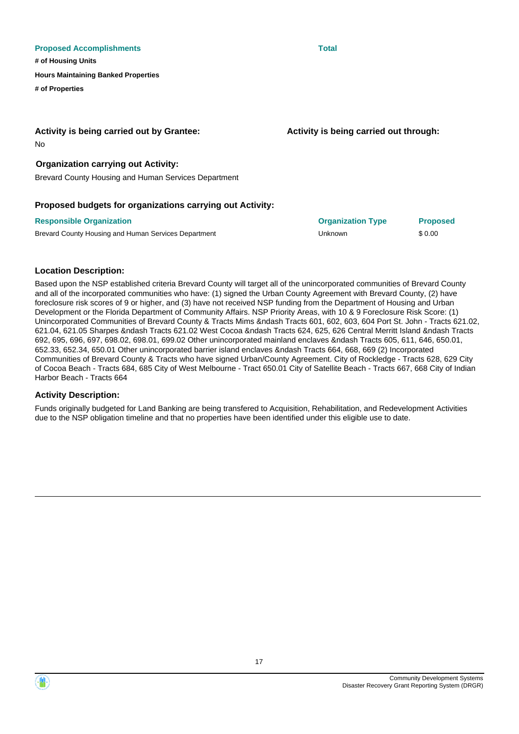| Proposed Accomplishments | Total |
| --- | --- |
| # of Housing Units | |
| Hours Maintaining Banked Properties | |
| # of Properties | |

**Activity is being carried out by Grantee:**

No

**Activity is being carried out through:**

**Organization carrying out Activity:**

Brevard County Housing and Human Services Department

**Proposed budgets for organizations carrying out Activity:**

| Responsible Organization | Organization Type | Proposed |
| --- | --- | --- |
| Brevard County Housing and Human Services Department | Unknown | $ 0.00 |

**Location Description:**

Based upon the NSP established criteria Brevard County will target all of the unincorporated communities of Brevard County and all of the incorporated communities who have: (1) signed the Urban County Agreement with Brevard County, (2) have foreclosure risk scores of 9 or higher, and (3) have not received NSP funding from the Department of Housing and Urban Development or the Florida Department of Community Affairs. NSP Priority Areas, with 10 & 9 Foreclosure Risk Score: (1) Unincorporated Communities of Brevard County & Tracts Mims &ndash Tracts 601, 602, 603, 604 Port St. John - Tracts 621.02, 621.04, 621.05 Sharpes &ndash Tracts 621.02 West Cocoa &ndash Tracts 624, 625, 626 Central Merritt Island &ndash Tracts 692, 695, 696, 697, 698.02, 698.01, 699.02 Other unincorporated mainland enclaves &ndash Tracts 605, 611, 646, 650.01, 652.33, 652.34, 650.01 Other unincorporated barrier island enclaves &ndash Tracts 664, 668, 669 (2) Incorporated Communities of Brevard County & Tracts who have signed Urban/County Agreement. City of Rockledge - Tracts 628, 629 City of Cocoa Beach - Tracts 684, 685 City of West Melbourne - Tract 650.01 City of Satellite Beach - Tracts 667, 668 City of Indian Harbor Beach - Tracts 664

**Activity Description:**

Funds originally budgeted for Land Banking are being transfered to Acquisition, Rehabilitation, and Redevelopment Activities due to the NSP obligation timeline and that no properties have been identified under this eligible use to date.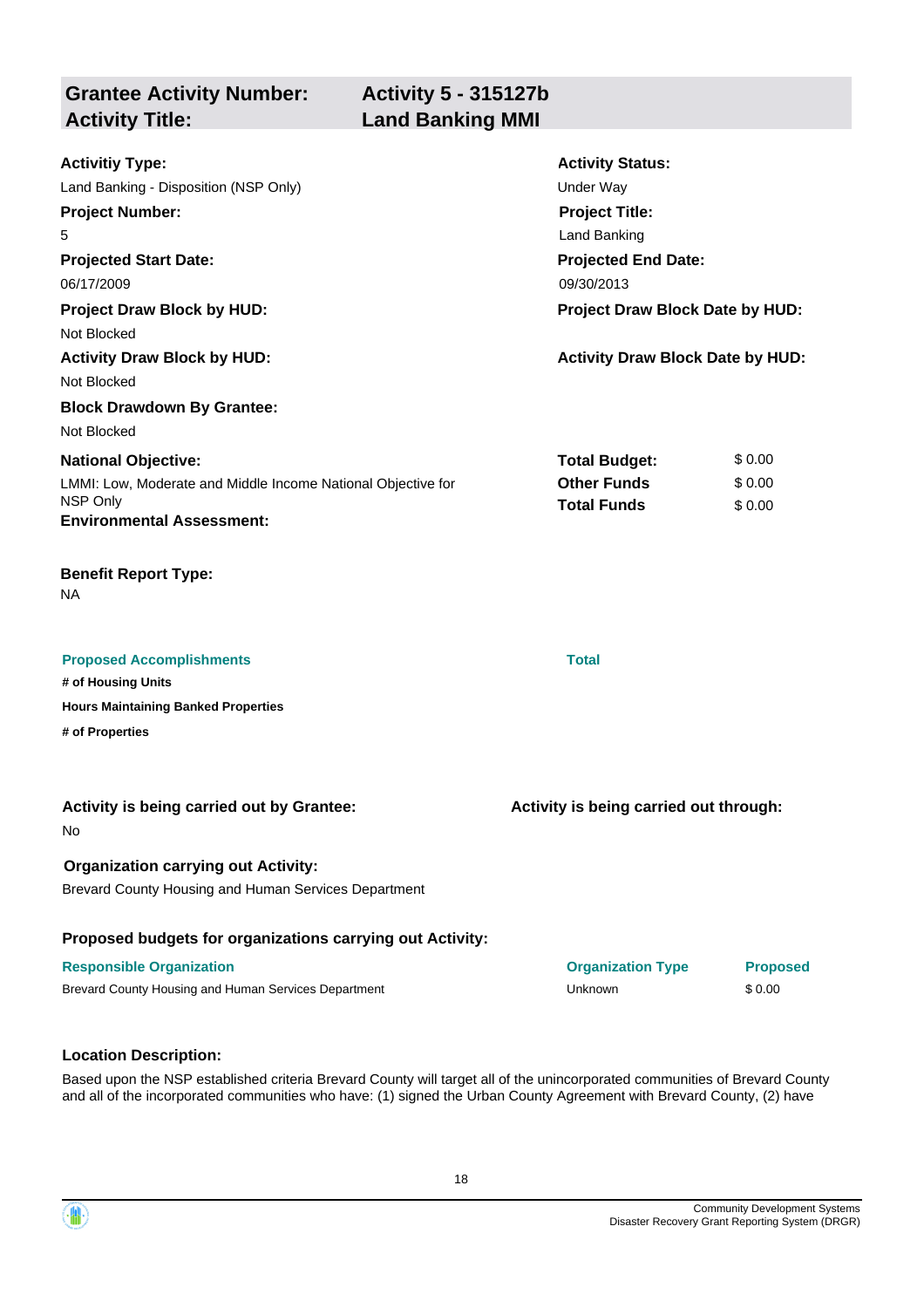| **Grantee Activity Number:** | **Activity 5 - 315127b** |
| --- | --- |
| **Activity Title:** | **Land Banking MMI** |

**Activitiy Type:**
Land Banking - Disposition (NSP Only)

**Activity Status:**
Under Way

**Project Number:**
5

**Project Title:**
Land Banking

**Projected Start Date:**
06/17/2009

**Projected End Date:**
09/30/2013

**Project Draw Block by HUD:**
Not Blocked

**Project Draw Block Date by HUD:**

**Activity Draw Block by HUD:**
Not Blocked

**Activity Draw Block Date by HUD:**

**Block Drawdown By Grantee:**
Not Blocked

**National Objective:**
LMMI: Low, Moderate and Middle Income National Objective for NSP Only

| | |
| --- | --- |
| **Total Budget:** | $ 0.00 |
| **Other Funds** | $ 0.00 |
| **Total Funds** | $ 0.00 |

**Environmental Assessment:**

**Benefit Report Type:**
NA

| Proposed Accomplishments | Total |
| --- | --- |
| **# of Housing Units** | |
| **Hours Maintaining Banked Properties** | |
| **# of Properties** | |

**Activity is being carried out by Grantee:**
No

**Activity is being carried out through:**

**Organization carrying out Activity:**
Brevard County Housing and Human Services Department

**Proposed budgets for organizations carrying out Activity:**

| Responsible Organization | Organization Type | Proposed |
| --- | --- | --- |
| Brevard County Housing and Human Services Department | Unknown | $ 0.00 |

**Location Description:**

Based upon the NSP established criteria Brevard County will target all of the unincorporated communities of Brevard County and all of the incorporated communities who have: (1) signed the Urban County Agreement with Brevard County, (2) have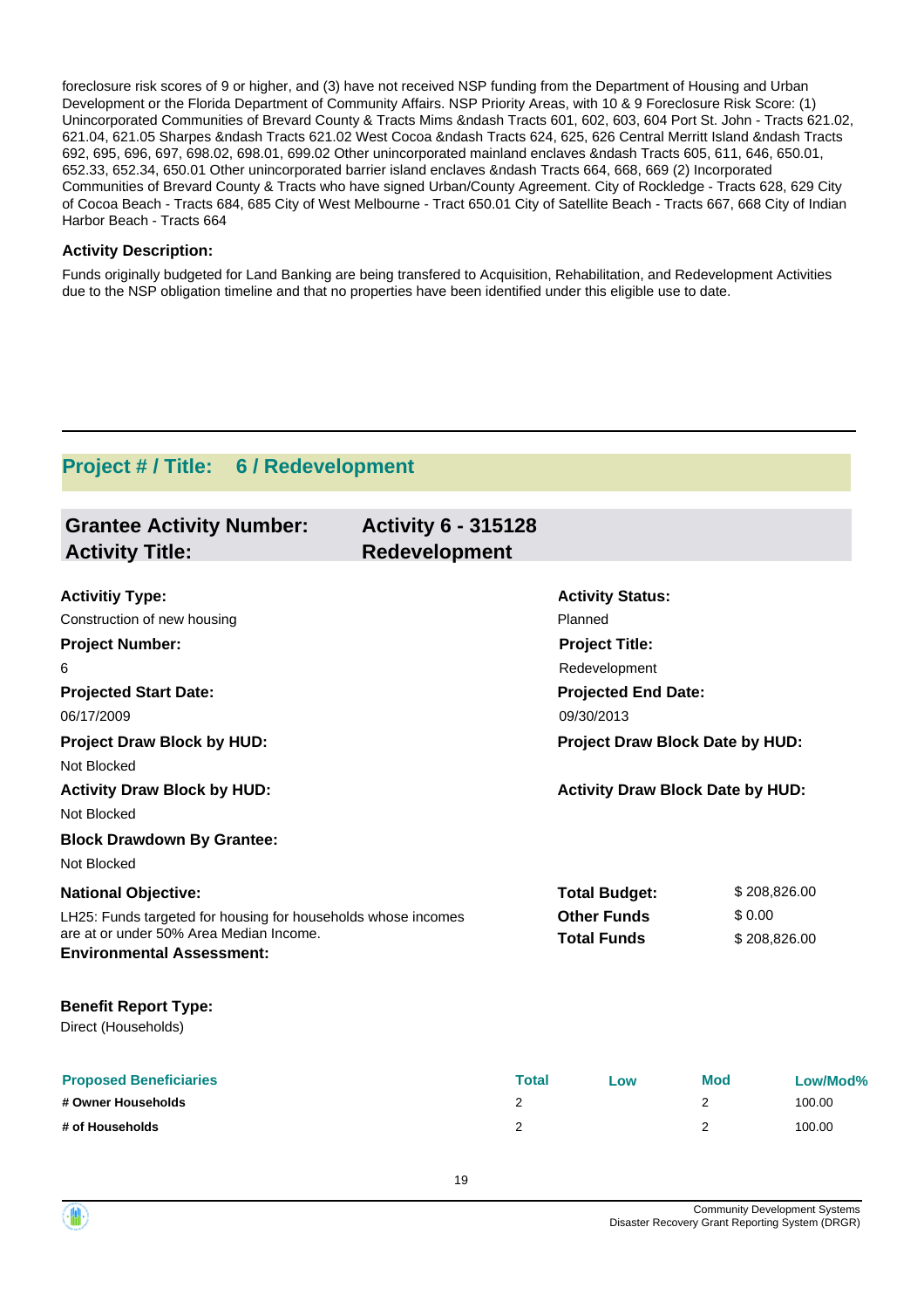foreclosure risk scores of 9 or higher, and (3) have not received NSP funding from the Department of Housing and Urban Development or the Florida Department of Community Affairs. NSP Priority Areas, with 10 & 9 Foreclosure Risk Score: (1) Unincorporated Communities of Brevard County & Tracts Mims &ndash Tracts 601, 602, 603, 604 Port St. John - Tracts 621.02, 621.04, 621.05 Sharpes &ndash Tracts 621.02 West Cocoa &ndash Tracts 624, 625, 626 Central Merritt Island &ndash Tracts 692, 695, 696, 697, 698.02, 698.01, 699.02 Other unincorporated mainland enclaves &ndash Tracts 605, 611, 646, 650.01, 652.33, 652.34, 650.01 Other unincorporated barrier island enclaves &ndash Tracts 664, 668, 669 (2) Incorporated Communities of Brevard County & Tracts who have signed Urban/County Agreement. City of Rockledge - Tracts 628, 629 City of Cocoa Beach - Tracts 684, 685 City of West Melbourne - Tract 650.01 City of Satellite Beach - Tracts 667, 668 City of Indian Harbor Beach - Tracts 664

**Activity Description:**

Funds originally budgeted for Land Banking are being transfered to Acquisition, Rehabilitation, and Redevelopment Activities due to the NSP obligation timeline and that no properties have been identified under this eligible use to date.

---

## Project # / Title: 6 / Redevelopment

**Grantee Activity Number:** Activity 6 - 315128
**Activity Title:** Redevelopment

**Activitiy Type:**
Construction of new housing

**Activity Status:**
Planned

**Project Number:**
6

**Project Title:**
Redevelopment

**Projected Start Date:**
06/17/2009

**Projected End Date:**
09/30/2013

**Project Draw Block by HUD:**
Not Blocked

**Project Draw Block Date by HUD:**

**Activity Draw Block by HUD:**
Not Blocked

**Activity Draw Block Date by HUD:**

**Block Drawdown By Grantee:**
Not Blocked

**National Objective:**
LH25: Funds targeted for housing for households whose incomes are at or under 50% Area Median Income.

**Total Budget:** $ 208,826.00
**Other Funds** $ 0.00
**Total Funds** $ 208,826.00

**Environmental Assessment:**

**Benefit Report Type:**
Direct (Households)

| Proposed Beneficiaries | Total | Low | Mod | Low/Mod% |
|---|---|---|---|---|
| # Owner Households | 2 | | 2 | 100.00 |
| # of Households | 2 | | 2 | 100.00 |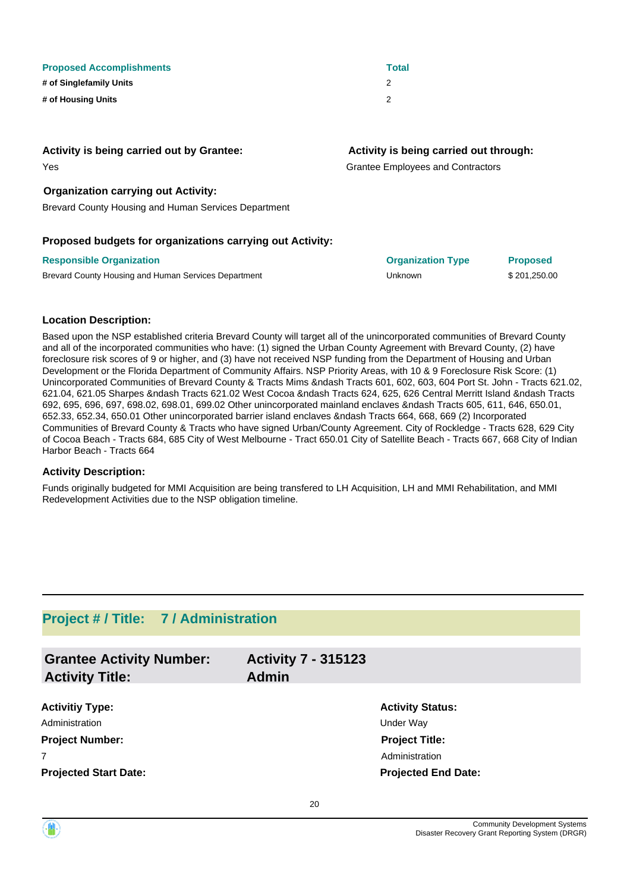| Proposed Accomplishments | Total |
| --- | --- |
| # of Singlefamily Units | 2 |
| # of Housing Units | 2 |

**Activity is being carried out by Grantee:**

Yes

**Activity is being carried out through:**

Grantee Employees and Contractors

**Organization carrying out Activity:**

Brevard County Housing and Human Services Department

**Proposed budgets for organizations carrying out Activity:**

| Responsible Organization | Organization Type | Proposed |
| --- | --- | --- |
| Brevard County Housing and Human Services Department | Unknown | $ 201,250.00 |

**Location Description:**

Based upon the NSP established criteria Brevard County will target all of the unincorporated communities of Brevard County and all of the incorporated communities who have: (1) signed the Urban County Agreement with Brevard County, (2) have foreclosure risk scores of 9 or higher, and (3) have not received NSP funding from the Department of Housing and Urban Development or the Florida Department of Community Affairs. NSP Priority Areas, with 10 & 9 Foreclosure Risk Score: (1) Unincorporated Communities of Brevard County & Tracts Mims &ndash Tracts 601, 602, 603, 604 Port St. John - Tracts 621.02, 621.04, 621.05 Sharpes &ndash Tracts 621.02 West Cocoa &ndash Tracts 624, 625, 626 Central Merritt Island &ndash Tracts 692, 695, 696, 697, 698.02, 698.01, 699.02 Other unincorporated mainland enclaves &ndash Tracts 605, 611, 646, 650.01, 652.33, 652.34, 650.01 Other unincorporated barrier island enclaves &ndash Tracts 664, 668, 669 (2) Incorporated Communities of Brevard County & Tracts who have signed Urban/County Agreement. City of Rockledge - Tracts 628, 629 City of Cocoa Beach - Tracts 684, 685 City of West Melbourne - Tract 650.01 City of Satellite Beach - Tracts 667, 668 City of Indian Harbor Beach - Tracts 664

**Activity Description:**

Funds originally budgeted for MMI Acquisition are being transfered to LH Acquisition, LH and MMI Rehabilitation, and MMI Redevelopment Activities due to the NSP obligation timeline.

---

## Project # / Title: 7 / Administration

| Grantee Activity Number: | Activity 7 - 315123 |
| --- | --- |
| Activity Title: | Admin |

**Activitiy Type:**

Administration

**Activity Status:**

Under Way

**Project Number:**

7

**Project Title:**

Administration

**Projected Start Date:**

**Projected End Date:**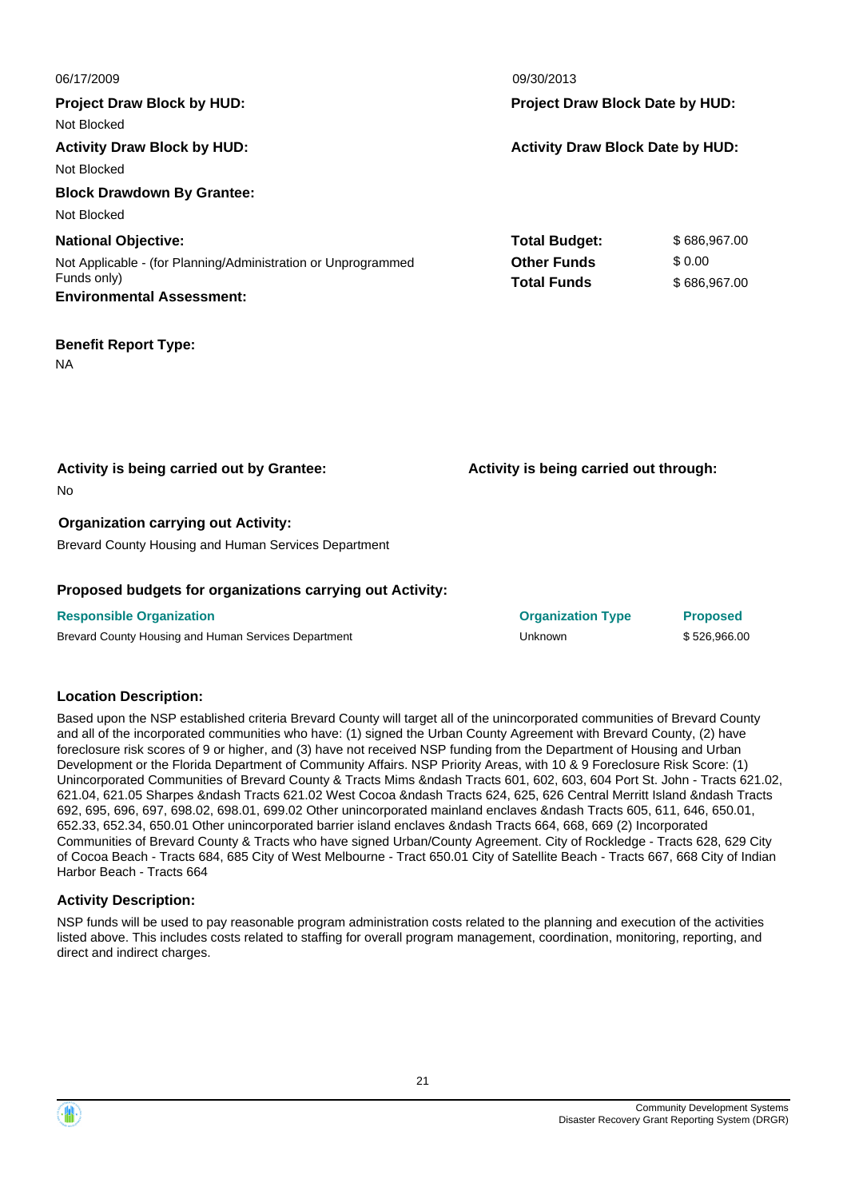06/17/2009 | 09/30/2013

**Project Draw Block by HUD:**
Not Blocked

**Project Draw Block Date by HUD:**

**Activity Draw Block by HUD:**
Not Blocked

**Activity Draw Block Date by HUD:**

**Block Drawdown By Grantee:**
Not Blocked

**National Objective:**
Not Applicable - (for Planning/Administration or Unprogrammed Funds only)

| | |
|---|---|
| **Total Budget:** | $ 686,967.00 |
| **Other Funds** | $ 0.00 |
| **Total Funds** | $ 686,967.00 |

**Environmental Assessment:**

**Benefit Report Type:**
NA

**Activity is being carried out by Grantee:**
No

**Activity is being carried out through:**

**Organization carrying out Activity:**
Brevard County Housing and Human Services Department

**Proposed budgets for organizations carrying out Activity:**

| Responsible Organization | Organization Type | Proposed |
|---|---|---|
| Brevard County Housing and Human Services Department | Unknown | $ 526,966.00 |

**Location Description:**

Based upon the NSP established criteria Brevard County will target all of the unincorporated communities of Brevard County and all of the incorporated communities who have: (1) signed the Urban County Agreement with Brevard County, (2) have foreclosure risk scores of 9 or higher, and (3) have not received NSP funding from the Department of Housing and Urban Development or the Florida Department of Community Affairs. NSP Priority Areas, with 10 & 9 Foreclosure Risk Score: (1) Unincorporated Communities of Brevard County & Tracts Mims &ndash Tracts 601, 602, 603, 604 Port St. John - Tracts 621.02, 621.04, 621.05 Sharpes &ndash Tracts 621.02 West Cocoa &ndash Tracts 624, 625, 626 Central Merritt Island &ndash Tracts 692, 695, 696, 697, 698.02, 698.01, 699.02 Other unincorporated mainland enclaves &ndash Tracts 605, 611, 646, 650.01, 652.33, 652.34, 650.01 Other unincorporated barrier island enclaves &ndash Tracts 664, 668, 669 (2) Incorporated Communities of Brevard County & Tracts who have signed Urban/County Agreement. City of Rockledge - Tracts 628, 629 City of Cocoa Beach - Tracts 684, 685 City of West Melbourne - Tract 650.01 City of Satellite Beach - Tracts 667, 668 City of Indian Harbor Beach - Tracts 664

**Activity Description:**

NSP funds will be used to pay reasonable program administration costs related to the planning and execution of the activities listed above. This includes costs related to staffing for overall program management, coordination, monitoring, reporting, and direct and indirect charges.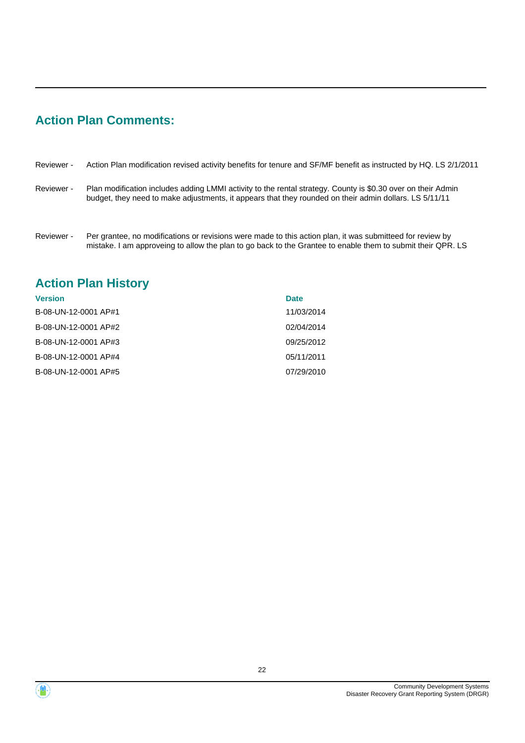## Action Plan Comments:

Reviewer - Action Plan modification revised activity benefits for tenure and SF/MF benefit as instructed by HQ. LS 2/1/2011

Reviewer - Plan modification includes adding LMMI activity to the rental strategy. County is $0.30 over on their Admin budget, they need to make adjustments, it appears that they rounded on their admin dollars. LS 5/11/11

Reviewer - Per grantee, no modifications or revisions were made to this action plan, it was submitteed for review by mistake. I am approveing to allow the plan to go back to the Grantee to enable them to submit their QPR. LS

## Action Plan History

| Version | Date |
| --- | --- |
| B-08-UN-12-0001 AP#1 | 11/03/2014 |
| B-08-UN-12-0001 AP#2 | 02/04/2014 |
| B-08-UN-12-0001 AP#3 | 09/25/2012 |
| B-08-UN-12-0001 AP#4 | 05/11/2011 |
| B-08-UN-12-0001 AP#5 | 07/29/2010 |